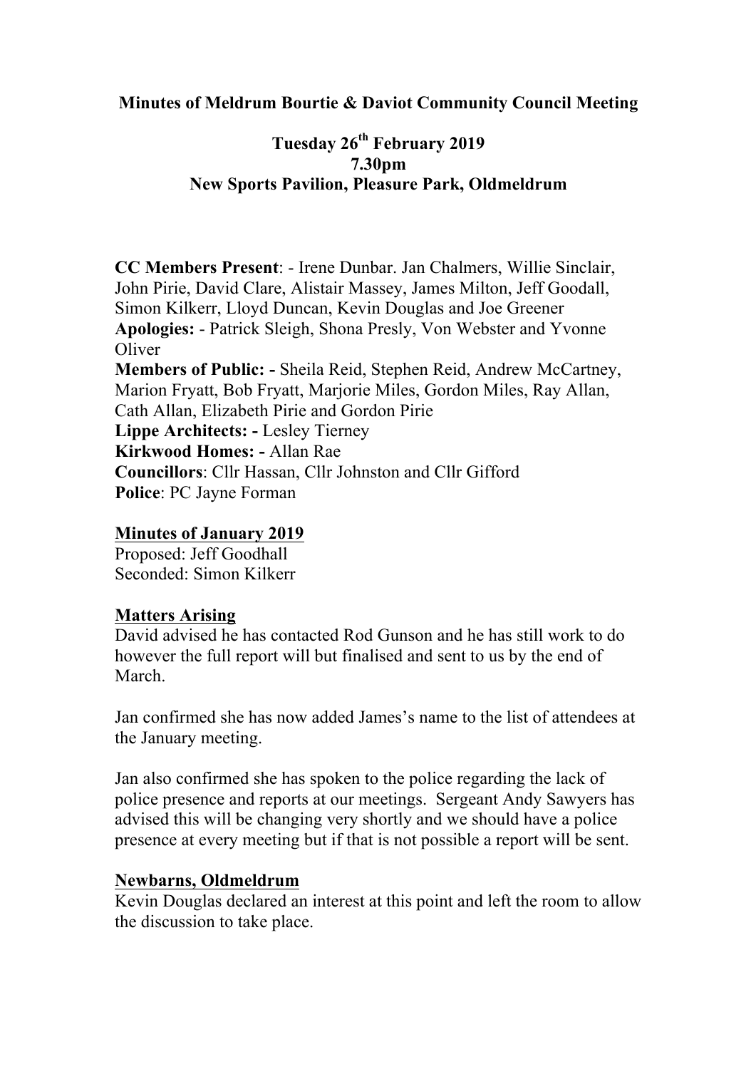**Minutes of Meldrum Bourtie & Daviot Community Council Meeting**

**Tuesday 26th February 2019**
**7.30pm**
**New Sports Pavilion, Pleasure Park, Oldmeldrum**

**CC Members Present**: - Irene Dunbar. Jan Chalmers, Willie Sinclair, John Pirie, David Clare, Alistair Massey, James Milton, Jeff Goodall, Simon Kilkerr, Lloyd Duncan, Kevin Douglas and Joe Greener
**Apologies:** - Patrick Sleigh, Shona Presly, Von Webster and Yvonne Oliver
**Members of Public: -** Sheila Reid, Stephen Reid, Andrew McCartney, Marion Fryatt, Bob Fryatt, Marjorie Miles, Gordon Miles, Ray Allan, Cath Allan, Elizabeth Pirie and Gordon Pirie
**Lippe Architects: -** Lesley Tierney
**Kirkwood Homes: -** Allan Rae
**Councillors**: Cllr Hassan, Cllr Johnston and Cllr Gifford
**Police**: PC Jayne Forman

**Minutes of January 2019**

Proposed: Jeff Goodhall
Seconded: Simon Kilkerr

**Matters Arising**

David advised he has contacted Rod Gunson and he has still work to do however the full report will but finalised and sent to us by the end of March.

Jan confirmed she has now added James's name to the list of attendees at the January meeting.

Jan also confirmed she has spoken to the police regarding the lack of police presence and reports at our meetings. Sergeant Andy Sawyers has advised this will be changing very shortly and we should have a police presence at every meeting but if that is not possible a report will be sent.

**Newbarns, Oldmeldrum**

Kevin Douglas declared an interest at this point and left the room to allow the discussion to take place.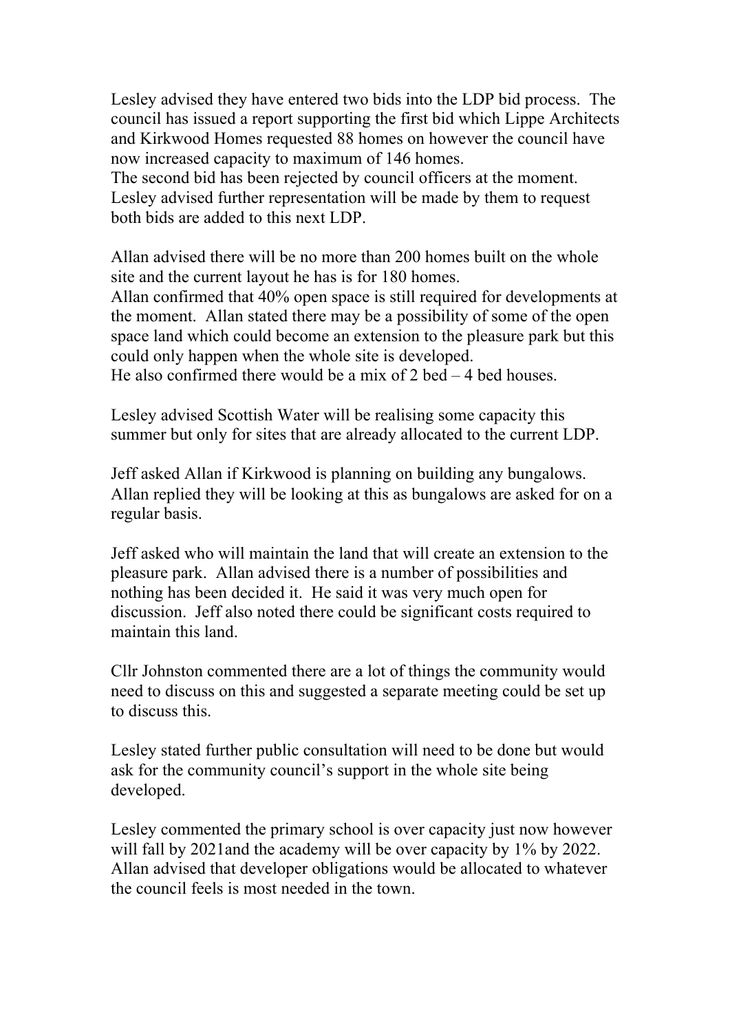Lesley advised they have entered two bids into the LDP bid process. The council has issued a report supporting the first bid which Lippe Architects and Kirkwood Homes requested 88 homes on however the council have now increased capacity to maximum of 146 homes.
The second bid has been rejected by council officers at the moment.
Lesley advised further representation will be made by them to request both bids are added to this next LDP.

Allan advised there will be no more than 200 homes built on the whole site and the current layout he has is for 180 homes.
Allan confirmed that 40% open space is still required for developments at the moment. Allan stated there may be a possibility of some of the open space land which could become an extension to the pleasure park but this could only happen when the whole site is developed.
He also confirmed there would be a mix of 2 bed – 4 bed houses.

Lesley advised Scottish Water will be realising some capacity this summer but only for sites that are already allocated to the current LDP.

Jeff asked Allan if Kirkwood is planning on building any bungalows. Allan replied they will be looking at this as bungalows are asked for on a regular basis.

Jeff asked who will maintain the land that will create an extension to the pleasure park. Allan advised there is a number of possibilities and nothing has been decided it. He said it was very much open for discussion. Jeff also noted there could be significant costs required to maintain this land.

Cllr Johnston commented there are a lot of things the community would need to discuss on this and suggested a separate meeting could be set up to discuss this.

Lesley stated further public consultation will need to be done but would ask for the community council's support in the whole site being developed.

Lesley commented the primary school is over capacity just now however will fall by 2021and the academy will be over capacity by 1% by 2022.
Allan advised that developer obligations would be allocated to whatever the council feels is most needed in the town.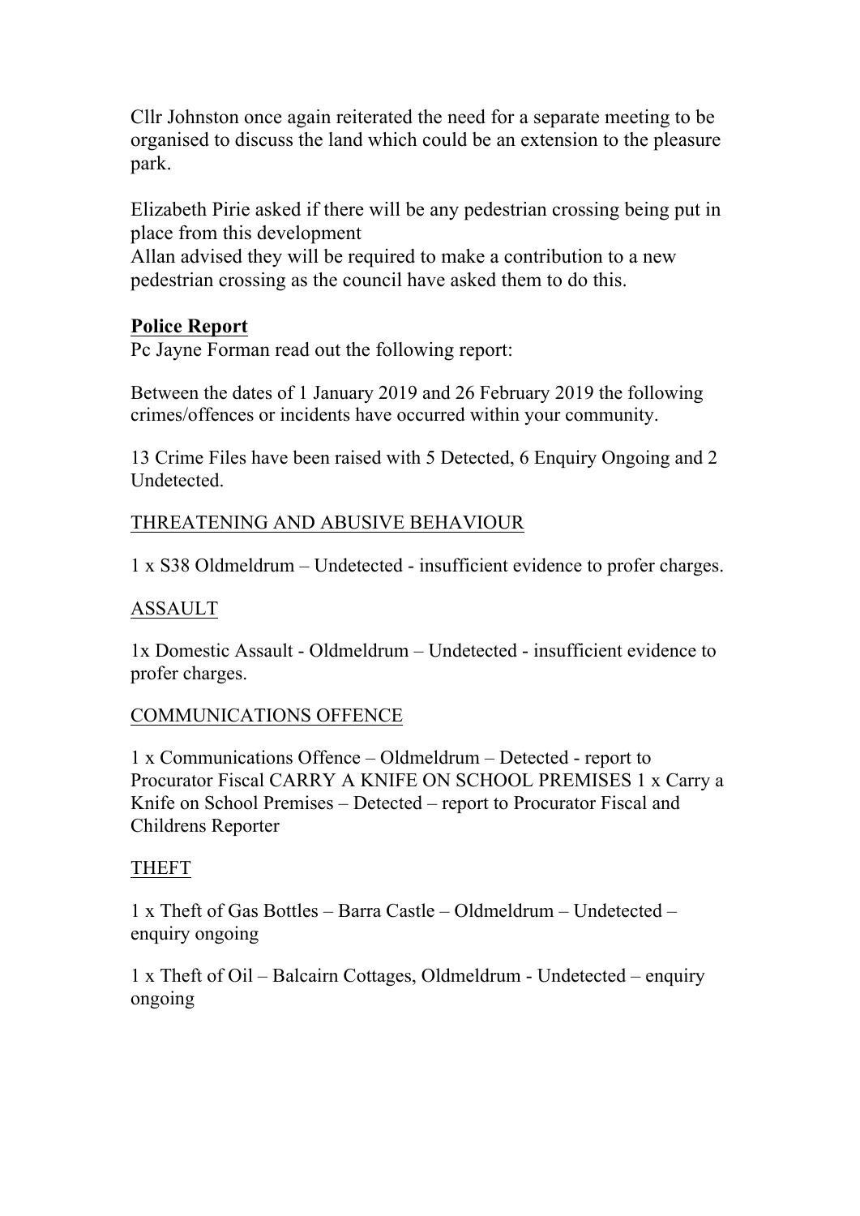Cllr Johnston once again reiterated the need for a separate meeting to be organised to discuss the land which could be an extension to the pleasure park.

Elizabeth Pirie asked if there will be any pedestrian crossing being put in place from this development
Allan advised they will be required to make a contribution to a new pedestrian crossing as the council have asked them to do this.

**Police Report**
Pc Jayne Forman read out the following report:

Between the dates of 1 January 2019 and 26 February 2019 the following crimes/offences or incidents have occurred within your community.

13 Crime Files have been raised with 5 Detected, 6 Enquiry Ongoing and 2 Undetected.

<u>THREATENING AND ABUSIVE BEHAVIOUR</u>

1 x S38 Oldmeldrum – Undetected - insufficient evidence to profer charges.

<u>ASSAULT</u>

1x Domestic Assault - Oldmeldrum – Undetected - insufficient evidence to profer charges.

<u>COMMUNICATIONS OFFENCE</u>

1 x Communications Offence – Oldmeldrum – Detected - report to Procurator Fiscal CARRY A KNIFE ON SCHOOL PREMISES 1 x Carry a Knife on School Premises – Detected – report to Procurator Fiscal and Childrens Reporter

<u>THEFT</u>

1 x Theft of Gas Bottles – Barra Castle – Oldmeldrum – Undetected – enquiry ongoing

1 x Theft of Oil – Balcairn Cottages, Oldmeldrum - Undetected – enquiry ongoing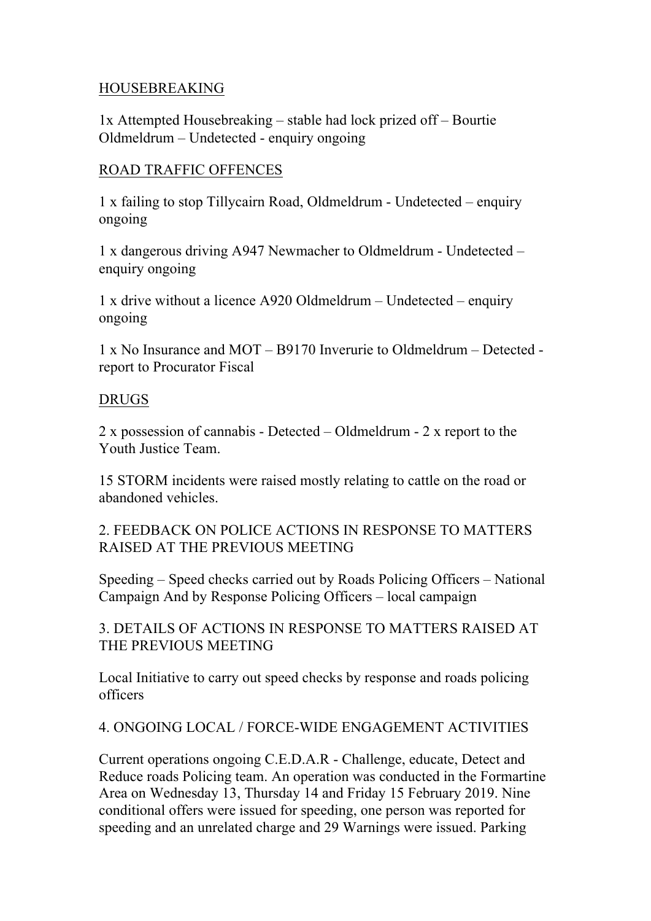HOUSEBREAKING

1x Attempted Housebreaking – stable had lock prized off – Bourtie Oldmeldrum – Undetected - enquiry ongoing

ROAD TRAFFIC OFFENCES

1 x failing to stop Tillycairn Road, Oldmeldrum - Undetected – enquiry ongoing

1 x dangerous driving A947 Newmacher to Oldmeldrum - Undetected – enquiry ongoing

1 x drive without a licence A920 Oldmeldrum – Undetected – enquiry ongoing

1 x No Insurance and MOT – B9170 Inverurie to Oldmeldrum – Detected - report to Procurator Fiscal

DRUGS

2 x possession of cannabis - Detected – Oldmeldrum - 2 x report to the Youth Justice Team.

15 STORM incidents were raised mostly relating to cattle on the road or abandoned vehicles.

2. FEEDBACK ON POLICE ACTIONS IN RESPONSE TO MATTERS RAISED AT THE PREVIOUS MEETING

Speeding – Speed checks carried out by Roads Policing Officers – National Campaign And by Response Policing Officers – local campaign

3. DETAILS OF ACTIONS IN RESPONSE TO MATTERS RAISED AT THE PREVIOUS MEETING

Local Initiative to carry out speed checks by response and roads policing officers

4. ONGOING LOCAL / FORCE-WIDE ENGAGEMENT ACTIVITIES

Current operations ongoing C.E.D.A.R - Challenge, educate, Detect and Reduce roads Policing team. An operation was conducted in the Formartine Area on Wednesday 13, Thursday 14 and Friday 15 February 2019. Nine conditional offers were issued for speeding, one person was reported for speeding and an unrelated charge and 29 Warnings were issued. Parking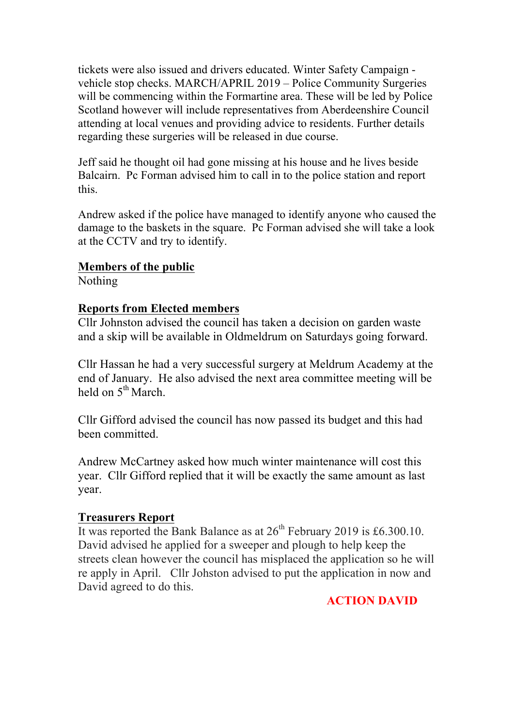tickets were also issued and drivers educated. Winter Safety Campaign - vehicle stop checks. MARCH/APRIL 2019 – Police Community Surgeries will be commencing within the Formartine area. These will be led by Police Scotland however will include representatives from Aberdeenshire Council attending at local venues and providing advice to residents. Further details regarding these surgeries will be released in due course.

Jeff said he thought oil had gone missing at his house and he lives beside Balcairn. Pc Forman advised him to call in to the police station and report this.

Andrew asked if the police have managed to identify anyone who caused the damage to the baskets in the square. Pc Forman advised she will take a look at the CCTV and try to identify.

**Members of the public**

Nothing

**Reports from Elected members**

Cllr Johnston advised the council has taken a decision on garden waste and a skip will be available in Oldmeldrum on Saturdays going forward.

Cllr Hassan he had a very successful surgery at Meldrum Academy at the end of January. He also advised the next area committee meeting will be held on 5th March.

Cllr Gifford advised the council has now passed its budget and this had been committed.

Andrew McCartney asked how much winter maintenance will cost this year. Cllr Gifford replied that it will be exactly the same amount as last year.

**Treasurers Report**

It was reported the Bank Balance as at 26th February 2019 is £6.300.10. David advised he applied for a sweeper and plough to help keep the streets clean however the council has misplaced the application so he will re apply in April. Cllr Johston advised to put the application in now and David agreed to do this.

**ACTION DAVID**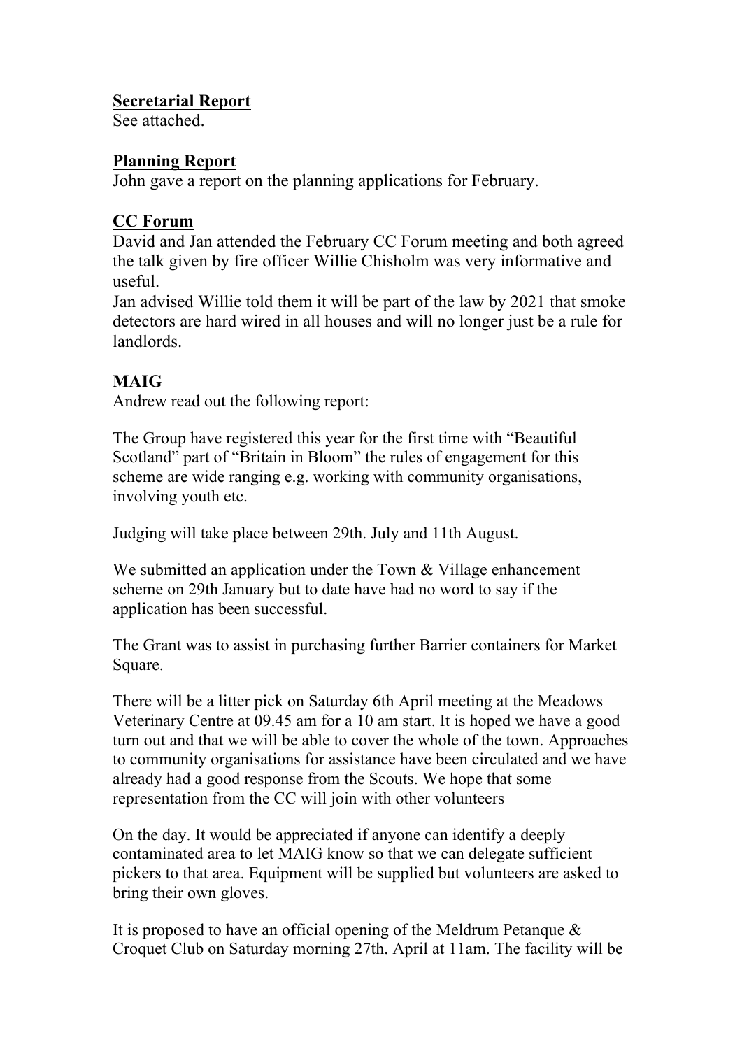**Secretarial Report**
See attached.

**Planning Report**
John gave a report on the planning applications for February.

**CC Forum**
David and Jan attended the February CC Forum meeting and both agreed the talk given by fire officer Willie Chisholm was very informative and useful.
Jan advised Willie told them it will be part of the law by 2021 that smoke detectors are hard wired in all houses and will no longer just be a rule for landlords.

**MAIG**
Andrew read out the following report:

The Group have registered this year for the first time with "Beautiful Scotland" part of "Britain in Bloom" the rules of engagement for this scheme are wide ranging e.g. working with community organisations, involving youth etc.

Judging will take place between 29th. July and 11th August.

We submitted an application under the Town & Village enhancement scheme on 29th January but to date have had no word to say if the application has been successful.

The Grant was to assist in purchasing further Barrier containers for Market Square.

There will be a litter pick on Saturday 6th April meeting at the Meadows Veterinary Centre at 09.45 am for a 10 am start. It is hoped we have a good turn out and that we will be able to cover the whole of the town. Approaches to community organisations for assistance have been circulated and we have already had a good response from the Scouts. We hope that some representation from the CC will join with other volunteers

On the day. It would be appreciated if anyone can identify a deeply contaminated area to let MAIG know so that we can delegate sufficient pickers to that area. Equipment will be supplied but volunteers are asked to bring their own gloves.

It is proposed to have an official opening of the Meldrum Petanque & Croquet Club on Saturday morning 27th. April at 11am. The facility will be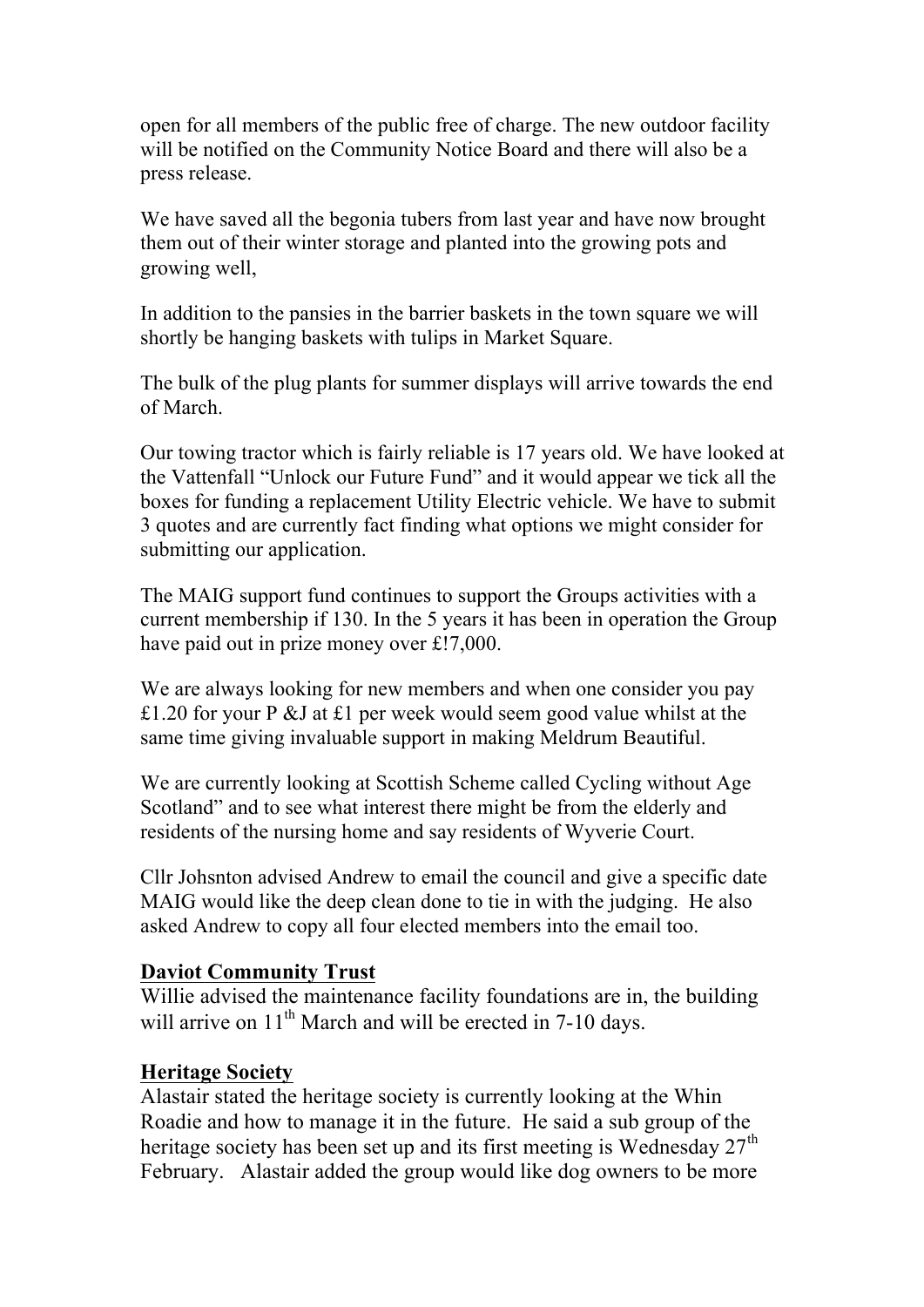open for all members of the public free of charge. The new outdoor facility will be notified on the Community Notice Board and there will also be a press release.

We have saved all the begonia tubers from last year and have now brought them out of their winter storage and planted into the growing pots and growing well,

In addition to the pansies in the barrier baskets in the town square we will shortly be hanging baskets with tulips in Market Square.

The bulk of the plug plants for summer displays will arrive towards the end of March.

Our towing tractor which is fairly reliable is 17 years old. We have looked at the Vattenfall "Unlock our Future Fund" and it would appear we tick all the boxes for funding a replacement Utility Electric vehicle. We have to submit 3 quotes and are currently fact finding what options we might consider for submitting our application.

The MAIG support fund continues to support the Groups activities with a current membership if 130. In the 5 years it has been in operation the Group have paid out in prize money over £!7,000.

We are always looking for new members and when one consider you pay £1.20 for your P &J at £1 per week would seem good value whilst at the same time giving invaluable support in making Meldrum Beautiful.

We are currently looking at Scottish Scheme called Cycling without Age Scotland" and to see what interest there might be from the elderly and residents of the nursing home and say residents of Wyverie Court.

Cllr Johsnton advised Andrew to email the council and give a specific date MAIG would like the deep clean done to tie in with the judging. He also asked Andrew to copy all four elected members into the email too.

**Daviot Community Trust**

Willie advised the maintenance facility foundations are in, the building will arrive on 11th March and will be erected in 7-10 days.

**Heritage Society**

Alastair stated the heritage society is currently looking at the Whin Roadie and how to manage it in the future. He said a sub group of the heritage society has been set up and its first meeting is Wednesday 27th February. Alastair added the group would like dog owners to be more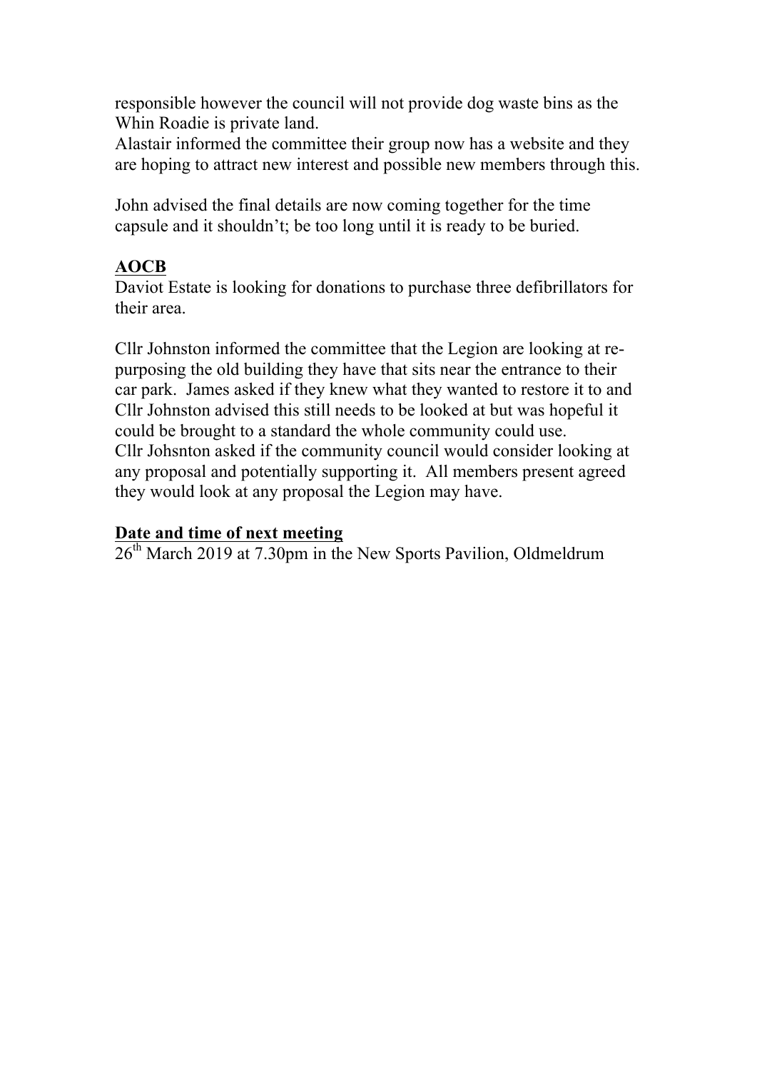responsible however the council will not provide dog waste bins as the Whin Roadie is private land.
Alastair informed the committee their group now has a website and they are hoping to attract new interest and possible new members through this.

John advised the final details are now coming together for the time capsule and it shouldn't; be too long until it is ready to be buried.

**AOCB**

Daviot Estate is looking for donations to purchase three defibrillators for their area.

Cllr Johnston informed the committee that the Legion are looking at re-purposing the old building they have that sits near the entrance to their car park. James asked if they knew what they wanted to restore it to and Cllr Johnston advised this still needs to be looked at but was hopeful it could be brought to a standard the whole community could use.
Cllr Johsnton asked if the community council would consider looking at any proposal and potentially supporting it. All members present agreed they would look at any proposal the Legion may have.

**Date and time of next meeting**

26th March 2019 at 7.30pm in the New Sports Pavilion, Oldmeldrum